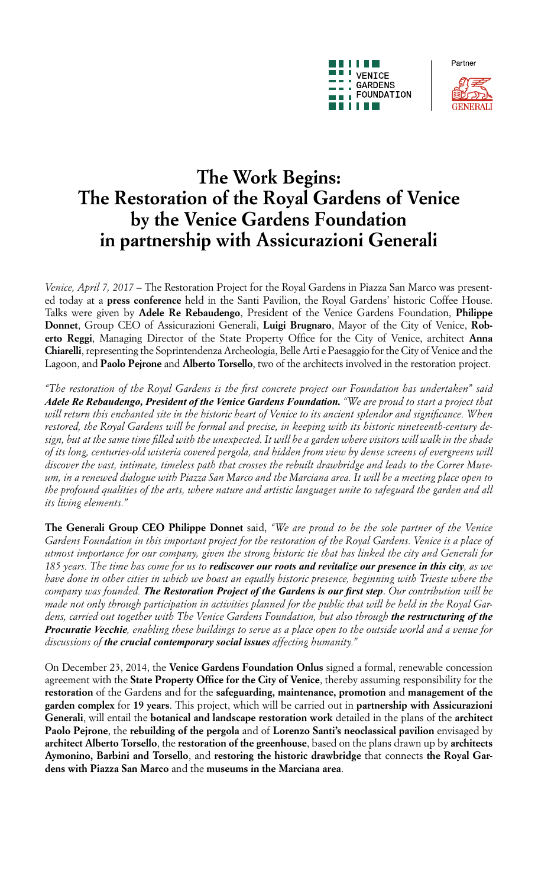VENICE GARDENS FOUNDATION

Partner

GENERALI

# The Work Begins: The Restoration of the Royal Gardens of Venice by the Venice Gardens Foundation in partnership with Assicurazioni Generali

*Venice, April 7, 2017* – The Restoration Project for the Royal Gardens in Piazza San Marco was presented today at a **press conference** held in the Santi Pavilion, the Royal Gardens' historic Coffee House. Talks were given by **Adele Re Rebaudengo**, President of the Venice Gardens Foundation, **Philippe Donnet**, Group CEO of Assicurazioni Generali, **Luigi Brugnaro**, Mayor of the City of Venice, **Roberto Reggi**, Managing Director of the State Property Office for the City of Venice, architect **Anna Chiarelli**, representing the Soprintendenza Archeologia, Belle Arti e Paesaggio for the City of Venice and the Lagoon, and **Paolo Pejrone** and **Alberto Torsello**, two of the architects involved in the restoration project.

*"The restoration of the Royal Gardens is the first concrete project our Foundation has undertaken" said* ***Adele Re Rebaudengo, President of the Venice Gardens Foundation.*** *"We are proud to start a project that will return this enchanted site in the historic heart of Venice to its ancient splendor and significance. When restored, the Royal Gardens will be formal and precise, in keeping with its historic nineteenth-century design, but at the same time filled with the unexpected. It will be a garden where visitors will walk in the shade of its long, centuries-old wisteria covered pergola, and hidden from view by dense screens of evergreens will discover the vast, intimate, timeless path that crosses the rebuilt drawbridge and leads to the Correr Museum, in a renewed dialogue with Piazza San Marco and the Marciana area. It will be a meeting place open to the profound qualities of the arts, where nature and artistic languages unite to safeguard the garden and all its living elements."*

**The Generali Group CEO Philippe Donnet** said, *"We are proud to be the sole partner of the Venice Gardens Foundation in this important project for the restoration of the Royal Gardens. Venice is a place of utmost importance for our company, given the strong historic tie that has linked the city and Generali for 185 years. The time has come for us to* ***rediscover our roots and revitalize our presence in this city****, as we have done in other cities in which we boast an equally historic presence, beginning with Trieste where the company was founded.* ***The Restoration Project of the Gardens is our first step****. Our contribution will be made not only through participation in activities planned for the public that will be held in the Royal Gardens, carried out together with The Venice Gardens Foundation, but also through* ***the restructuring of the Procuratie Vecchie****, enabling these buildings to serve as a place open to the outside world and a venue for discussions of* ***the crucial contemporary social issues*** *affecting humanity."*

On December 23, 2014, the **Venice Gardens Foundation Onlus** signed a formal, renewable concession agreement with the **State Property Office for the City of Venice**, thereby assuming responsibility for the **restoration** of the Gardens and for the **safeguarding, maintenance, promotion** and **management of the garden complex** for **19 years**. This project, which will be carried out in **partnership with Assicurazioni Generali**, will entail the **botanical and landscape restoration work** detailed in the plans of the **architect Paolo Pejrone**, the **rebuilding of the pergola** and of **Lorenzo Santi's neoclassical pavilion** envisaged by **architect Alberto Torsello**, the **restoration of the greenhouse**, based on the plans drawn up by **architects Aymonino, Barbini and Torsello**, and **restoring the historic drawbridge** that connects **the Royal Gardens with Piazza San Marco** and the **museums in the Marciana area**.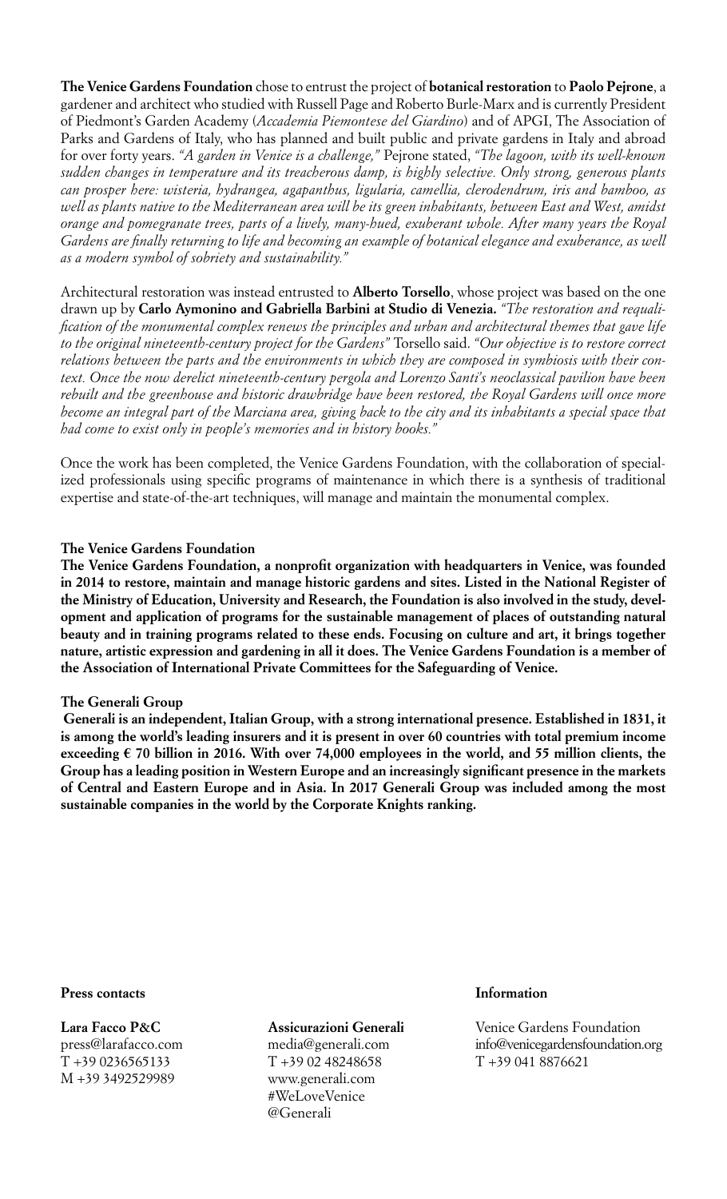**The Venice Gardens Foundation** chose to entrust the project of **botanical restoration** to **Paolo Pejrone**, a gardener and architect who studied with Russell Page and Roberto Burle-Marx and is currently President of Piedmont's Garden Academy (*Accademia Piemontese del Giardino*) and of APGI, The Association of Parks and Gardens of Italy, who has planned and built public and private gardens in Italy and abroad for over forty years. *"A garden in Venice is a challenge,"* Pejrone stated, *"The lagoon, with its well-known sudden changes in temperature and its treacherous damp, is highly selective. Only strong, generous plants can prosper here: wisteria, hydrangea, agapanthus, ligularia, camellia, clerodendrum, iris and bamboo, as well as plants native to the Mediterranean area will be its green inhabitants, between East and West, amidst orange and pomegranate trees, parts of a lively, many-hued, exuberant whole. After many years the Royal Gardens are finally returning to life and becoming an example of botanical elegance and exuberance, as well as a modern symbol of sobriety and sustainability."*

Architectural restoration was instead entrusted to **Alberto Torsello**, whose project was based on the one drawn up by **Carlo Aymonino and Gabriella Barbini at Studio di Venezia.** *"The restoration and requalification of the monumental complex renews the principles and urban and architectural themes that gave life to the original nineteenth-century project for the Gardens"* Torsello said. *"Our objective is to restore correct relations between the parts and the environments in which they are composed in symbiosis with their context. Once the now derelict nineteenth-century pergola and Lorenzo Santi's neoclassical pavilion have been rebuilt and the greenhouse and historic drawbridge have been restored, the Royal Gardens will once more become an integral part of the Marciana area, giving back to the city and its inhabitants a special space that had come to exist only in people's memories and in history books."*

Once the work has been completed, the Venice Gardens Foundation, with the collaboration of specialized professionals using specific programs of maintenance in which there is a synthesis of traditional expertise and state-of-the-art techniques, will manage and maintain the monumental complex.

**The Venice Gardens Foundation**

**The Venice Gardens Foundation, a nonprofit organization with headquarters in Venice, was founded in 2014 to restore, maintain and manage historic gardens and sites. Listed in the National Register of the Ministry of Education, University and Research, the Foundation is also involved in the study, development and application of programs for the sustainable management of places of outstanding natural beauty and in training programs related to these ends. Focusing on culture and art, it brings together nature, artistic expression and gardening in all it does. The Venice Gardens Foundation is a member of the Association of International Private Committees for the Safeguarding of Venice.**

**The Generali Group**

**Generali is an independent, Italian Group, with a strong international presence. Established in 1831, it is among the world's leading insurers and it is present in over 60 countries with total premium income exceeding € 70 billion in 2016. With over 74,000 employees in the world, and 55 million clients, the Group has a leading position in Western Europe and an increasingly significant presence in the markets of Central and Eastern Europe and in Asia. In 2017 Generali Group was included among the most sustainable companies in the world by the Corporate Knights ranking.**

**Press contacts**

**Lara Facco P&C**
press@larafacco.com
T +39 0236565133
M +39 3492529989

**Assicurazioni Generali**
media@generali.com
T +39 02 48248658
www.generali.com
#WeLoveVenice
@Generali

**Information**

Venice Gardens Foundation
info@venicegardensfoundation.org
T +39 041 8876621